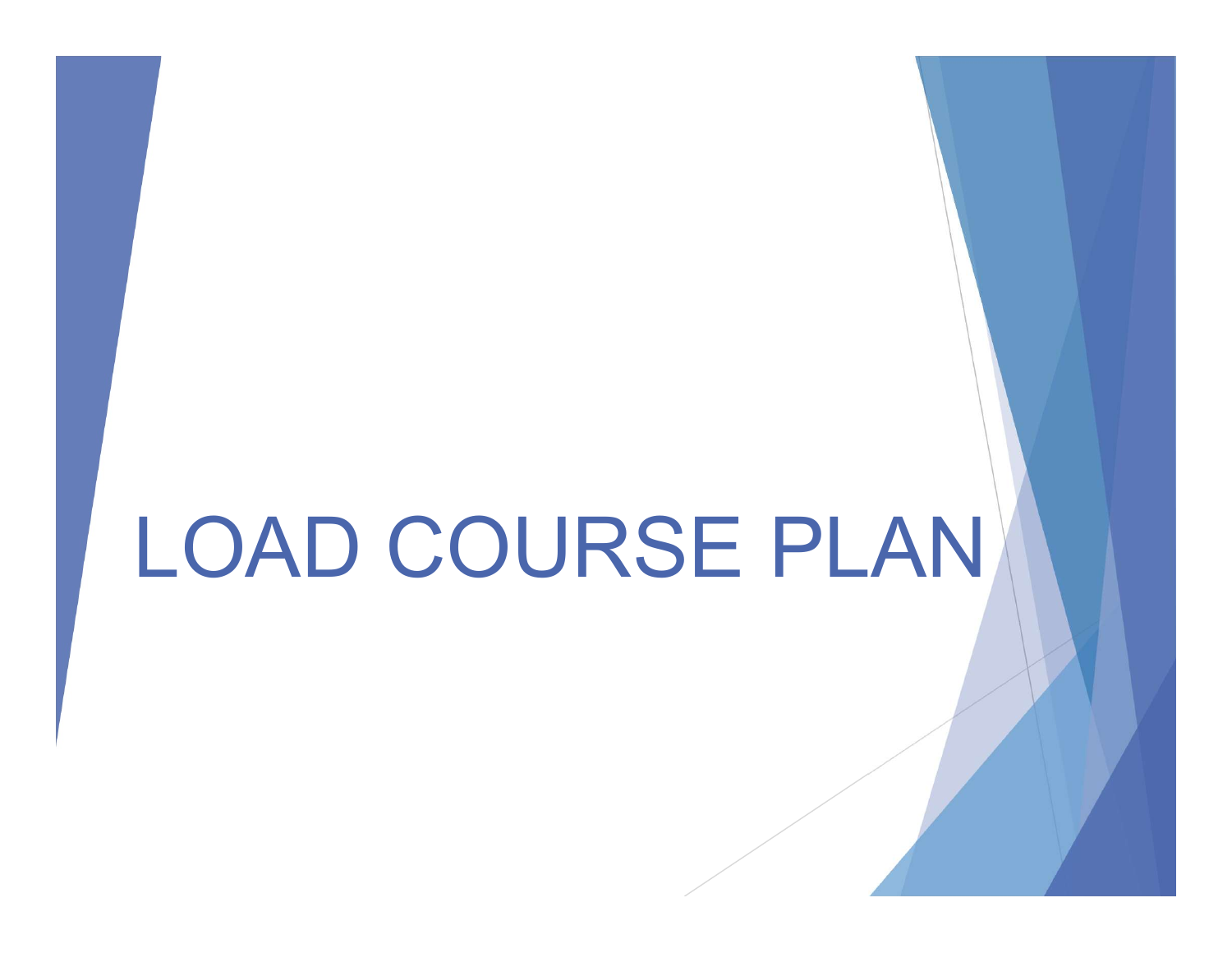# LOAD COURSE PLAN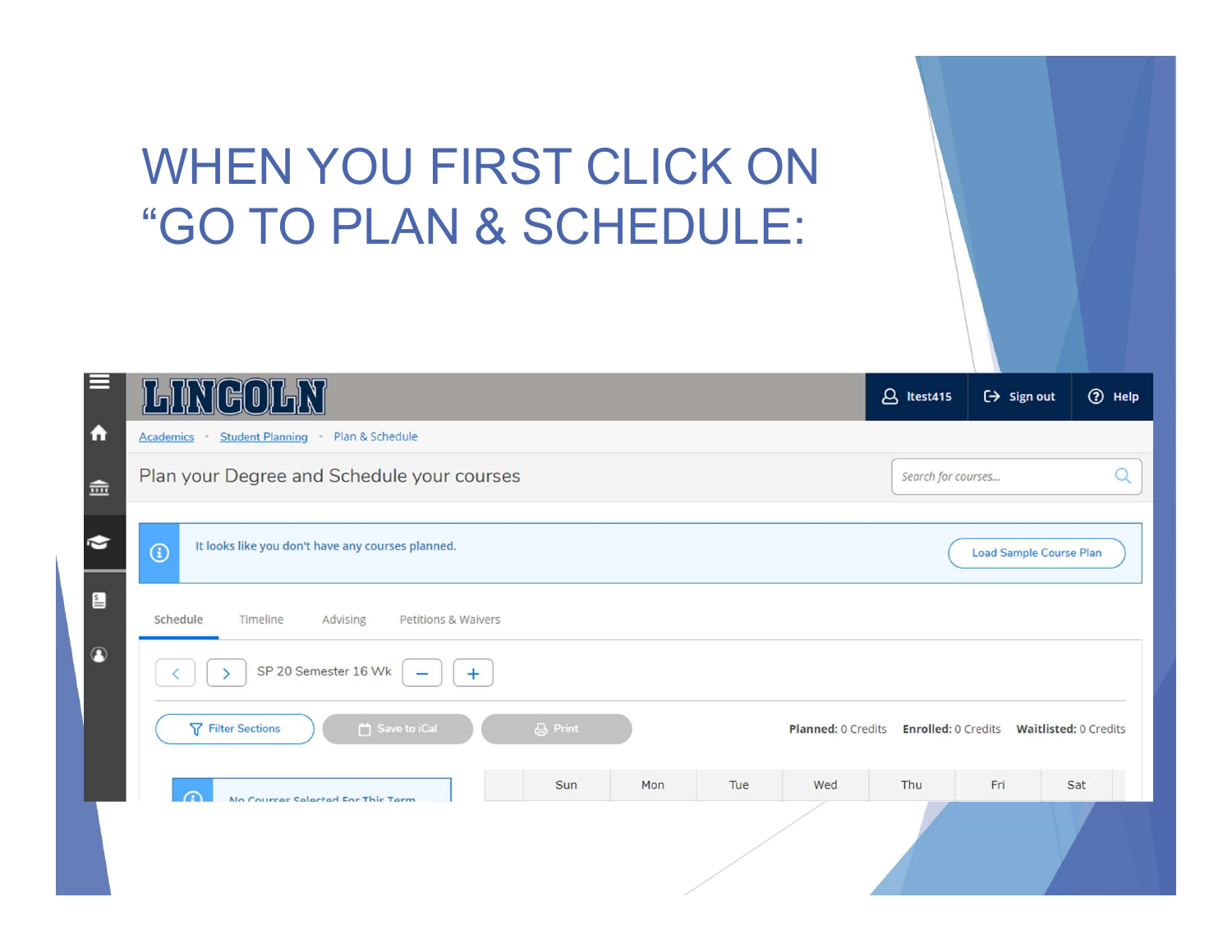# WHEN YOU FIRST CLICK ON "GO TO PLAN & SCHEDULE:

LINCOLN

ltest415 | Sign out | Help

Academics • Student Planning • Plan & Schedule

Plan your Degree and Schedule your courses

Search for courses...

It looks like you don't have any courses planned.

Load Sample Course Plan

Schedule | Timeline | Advising | Petitions & Waivers

SP 20 Semester 16 Wk

Filter Sections | Save to iCal | Print

**Planned:** 0 Credits **Enrolled:** 0 Credits **Waitlisted:** 0 Credits

No Courses Selected For This Term

| Sun | Mon | Tue | Wed | Thu | Fri | Sat |
|---|---|---|---|---|---|---|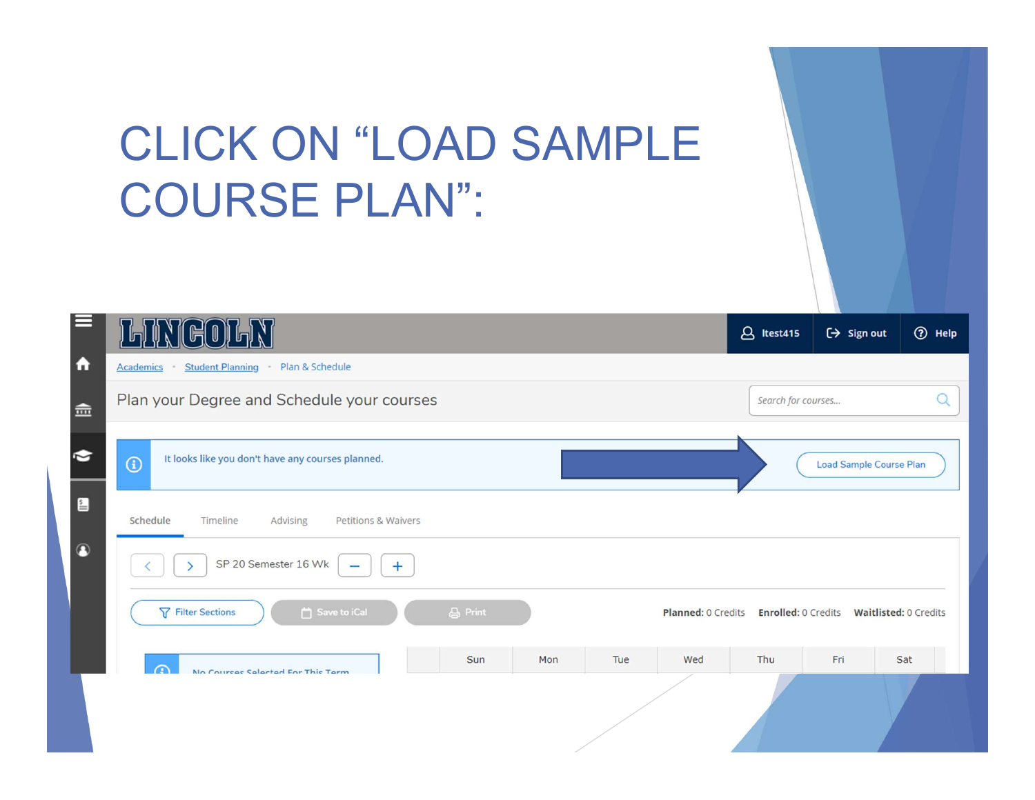# CLICK ON “LOAD SAMPLE COURSE PLAN”: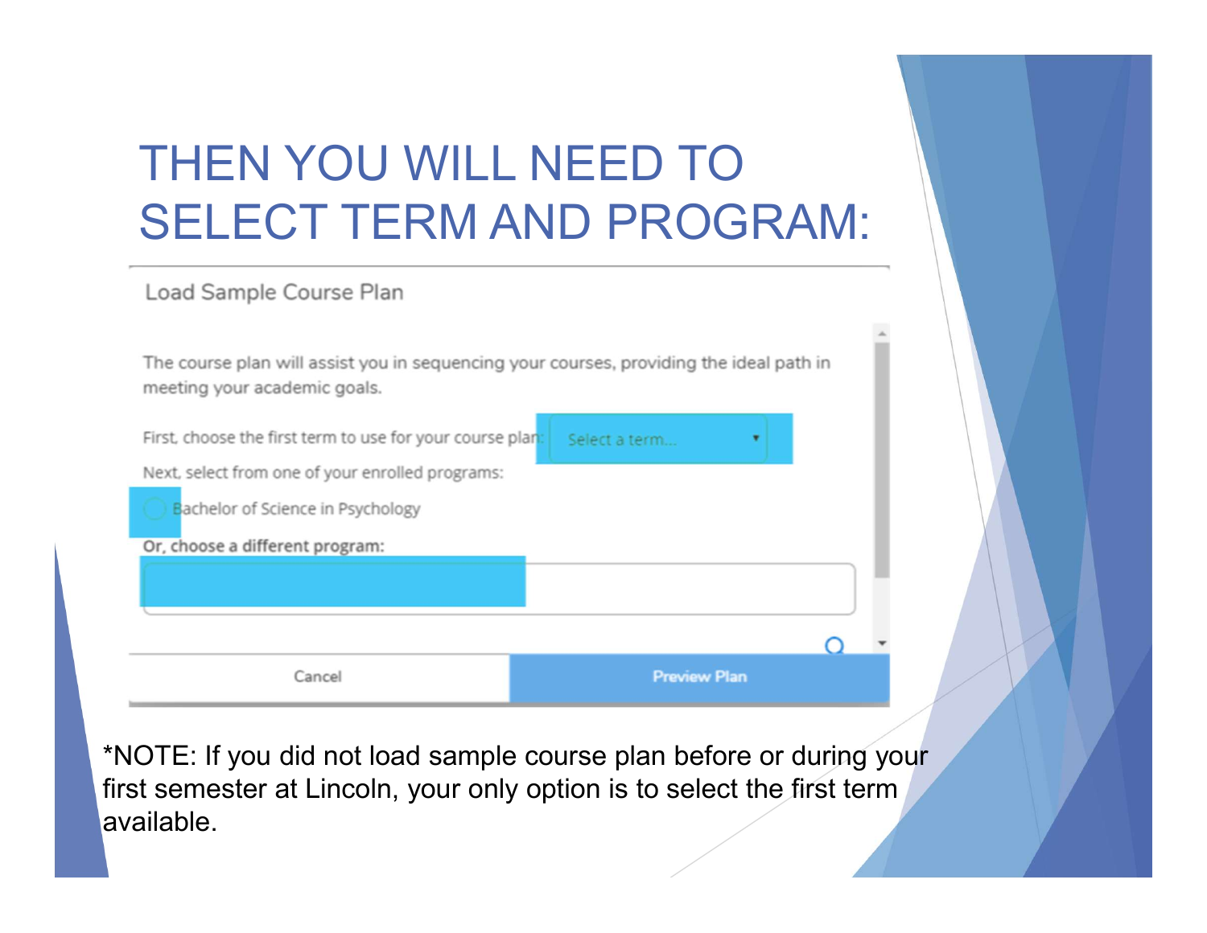# THEN YOU WILL NEED TO SELECT TERM AND PROGRAM:

Load Sample Course Plan

The course plan will assist you in sequencing your courses, providing the ideal path in meeting your academic goals.

First, choose the first term to use for your course plan: Select a term...

Next, select from one of your enrolled programs:

Bachelor of Science in Psychology

**Or, choose a different program:**

Cancel | Preview Plan

*NOTE: If you did not load sample course plan before or during your first semester at Lincoln, your only option is to select the first term available.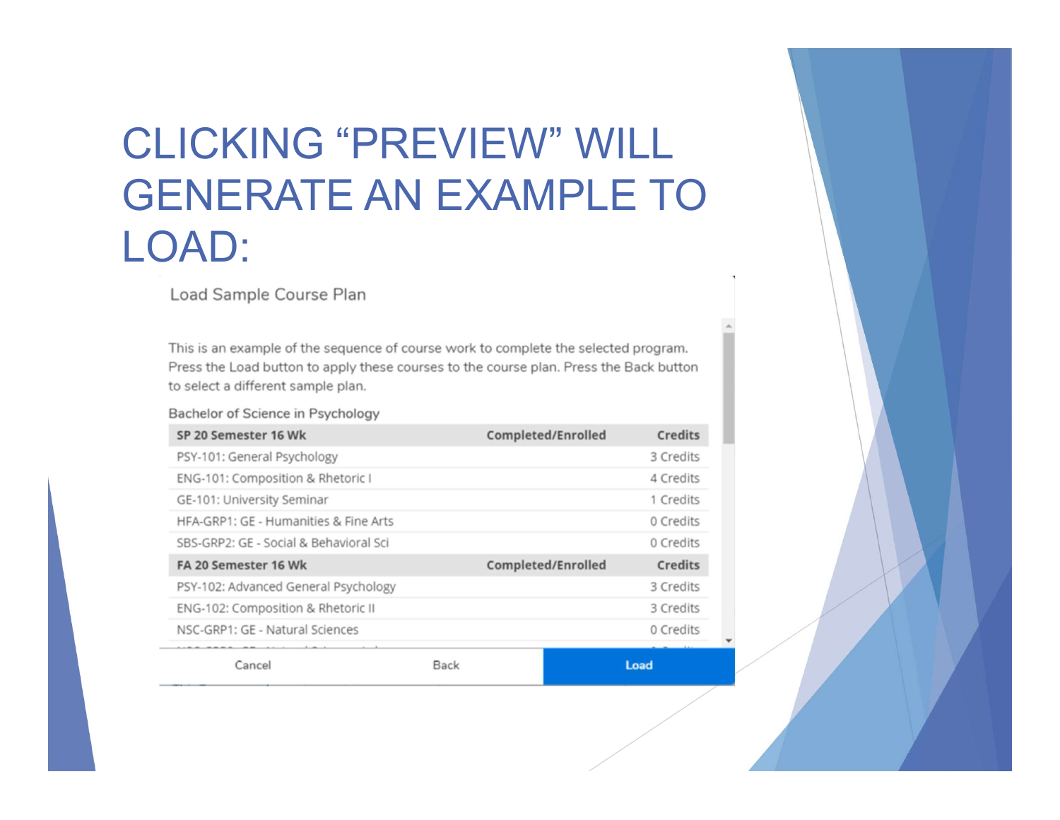# CLICKING "PREVIEW" WILL GENERATE AN EXAMPLE TO LOAD:

Load Sample Course Plan

This is an example of the sequence of course work to complete the selected program. Press the Load button to apply these courses to the course plan. Press the Back button to select a different sample plan.

Bachelor of Science in Psychology

| SP 20 Semester 16 Wk | Completed/Enrolled | Credits |
|---|---|---|
| PSY-101: General Psychology | | 3 Credits |
| ENG-101: Composition & Rhetoric I | | 4 Credits |
| GE-101: University Seminar | | 1 Credits |
| HFA-GRP1: GE - Humanities & Fine Arts | | 0 Credits |
| SBS-GRP2: GE - Social & Behavioral Sci | | 0 Credits |
| **FA 20 Semester 16 Wk** | **Completed/Enrolled** | **Credits** |
| PSY-102: Advanced General Psychology | | 3 Credits |
| ENG-102: Composition & Rhetoric II | | 3 Credits |
| NSC-GRP1: GE - Natural Sciences | | 0 Credits |

Cancel | Back | Load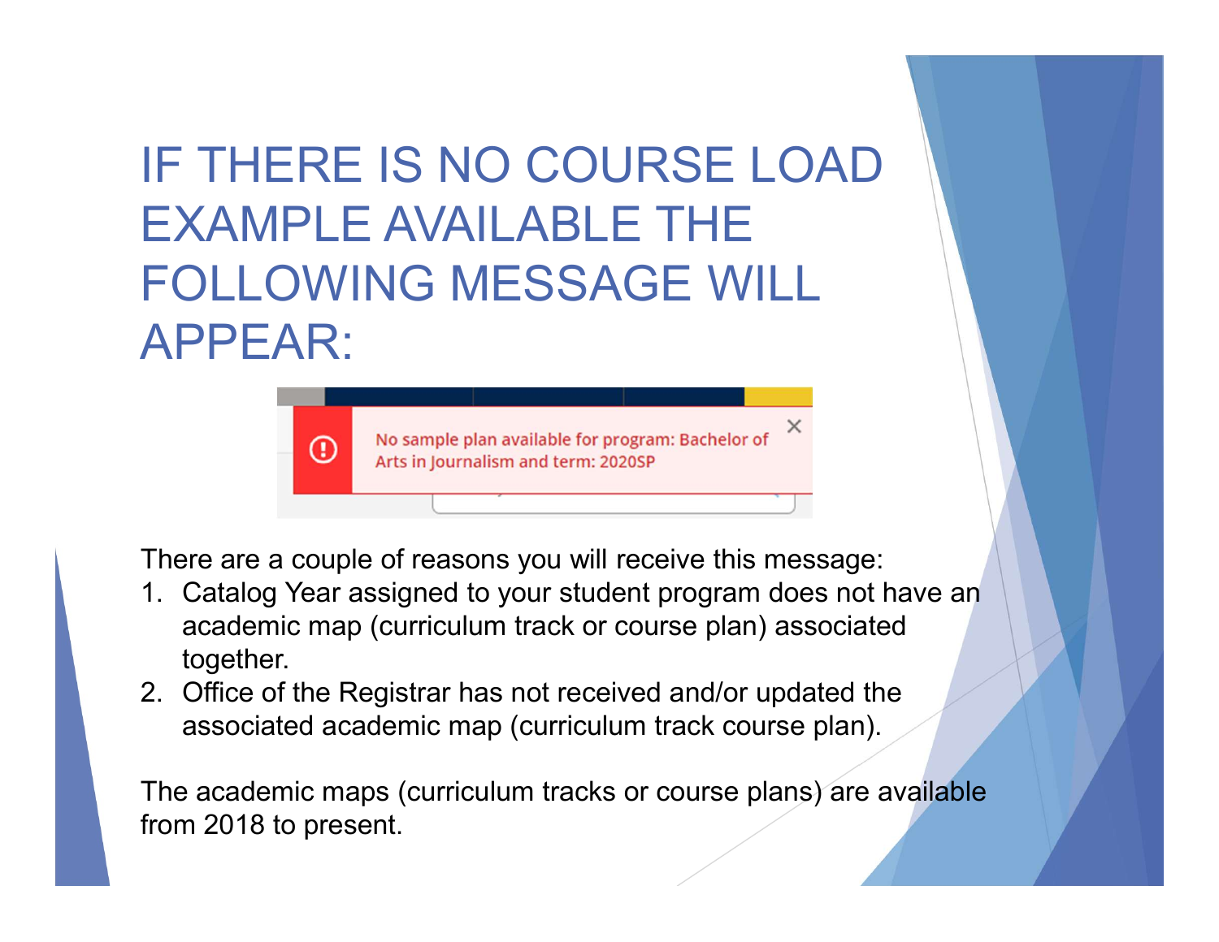# IF THERE IS NO COURSE LOAD EXAMPLE AVAILABLE THE FOLLOWING MESSAGE WILL APPEAR:

No sample plan available for program: Bachelor of Arts in Journalism and term: 2020SP

There are a couple of reasons you will receive this message:

1. Catalog Year assigned to your student program does not have an academic map (curriculum track or course plan) associated together.
2. Office of the Registrar has not received and/or updated the associated academic map (curriculum track course plan).

The academic maps (curriculum tracks or course plans) are available from 2018 to present.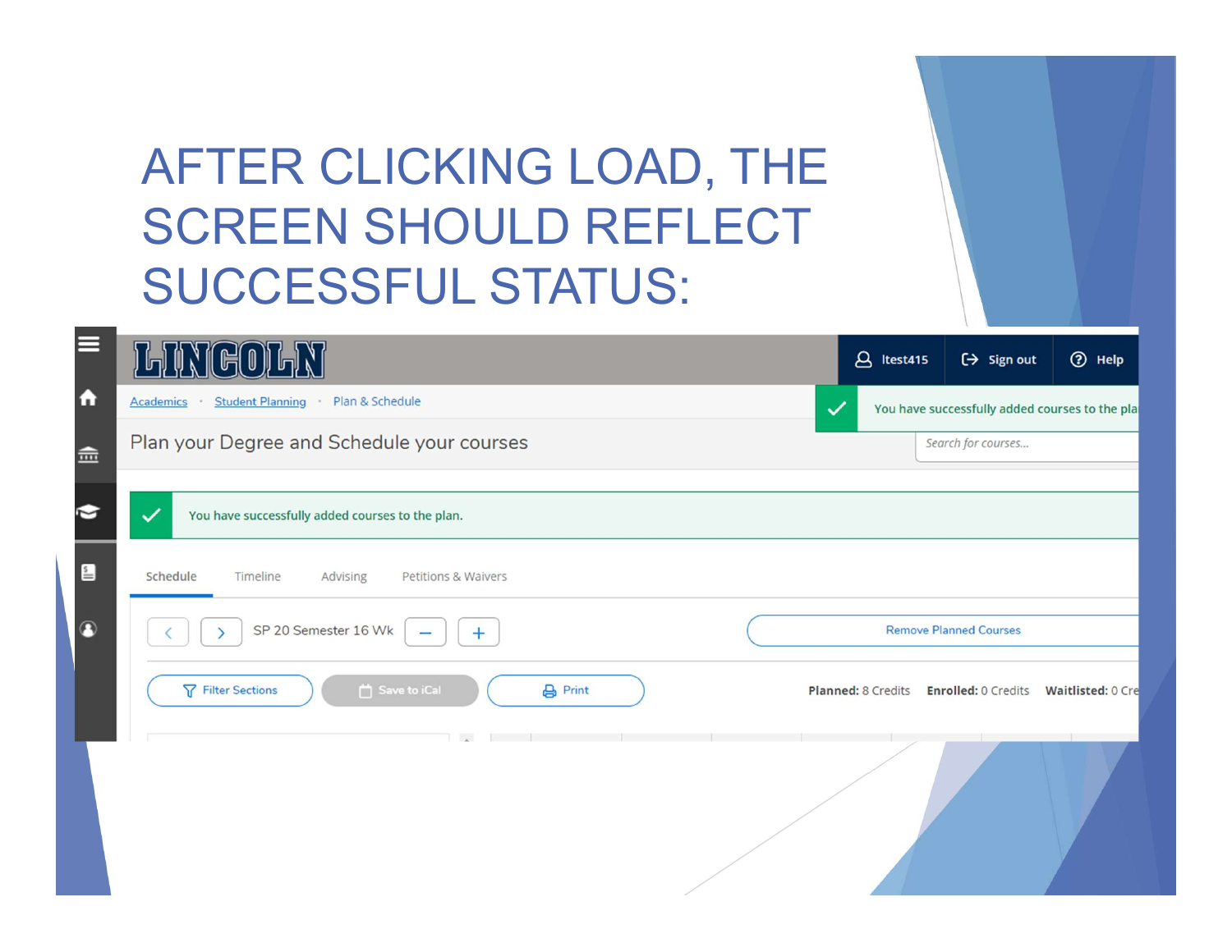# AFTER CLICKING LOAD, THE SCREEN SHOULD REFLECT SUCCESSFUL STATUS:

LINCOLN

ltest415 | Sign out | Help

Academics • Student Planning • Plan & Schedule

You have successfully added courses to the pla

Plan your Degree and Schedule your courses

Search for courses...

You have successfully added courses to the plan.

Schedule | Timeline | Advising | Petitions & Waivers

SP 20 Semester 16 Wk

Remove Planned Courses

Filter Sections | Save to iCal | Print

**Planned:** 8 Credits **Enrolled:** 0 Credits **Waitlisted:** 0 Cre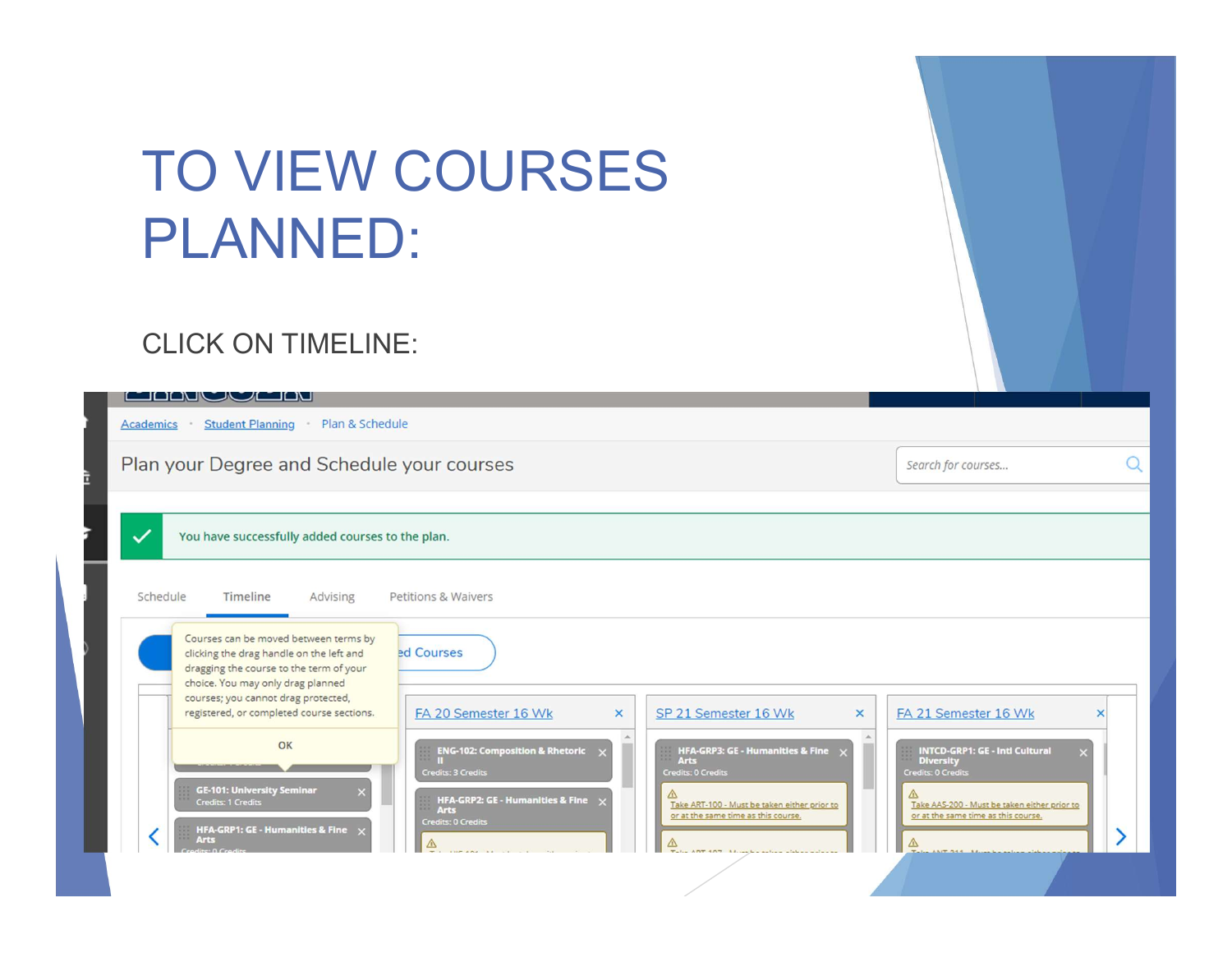# TO VIEW COURSES PLANNED:

CLICK ON TIMELINE:

Academics · Student Planning · Plan & Schedule

Plan your Degree and Schedule your courses

Search for courses...

You have successfully added courses to the plan.

Schedule | Timeline | Advising | Petitions & Waivers

Courses can be moved between terms by clicking the drag handle on the left and dragging the course to the term of your choice. You may only drag planned courses; you cannot drag protected, registered, or completed course sections.

OK

ed Courses

GE-101: University Seminar
Credits: 1 Credits

HFA-GRP1: GE - Humanities & Fine Arts

FA 20 Semester 16 Wk

ENG-102: Composition & Rhetoric II
Credits: 3 Credits

HFA-GRP2: GE - Humanities & Fine Arts
Credits: 0 Credits

SP 21 Semester 16 Wk

HFA-GRP3: GE - Humanities & Fine Arts
Credits: 0 Credits

Take ART-100 - Must be taken either prior to or at the same time as this course.

FA 21 Semester 16 Wk

INTCD-GRP1: GE - Intl Cultural Diversity
Credits: 0 Credits

Take AAS-200 - Must be taken either prior to or at the same time as this course.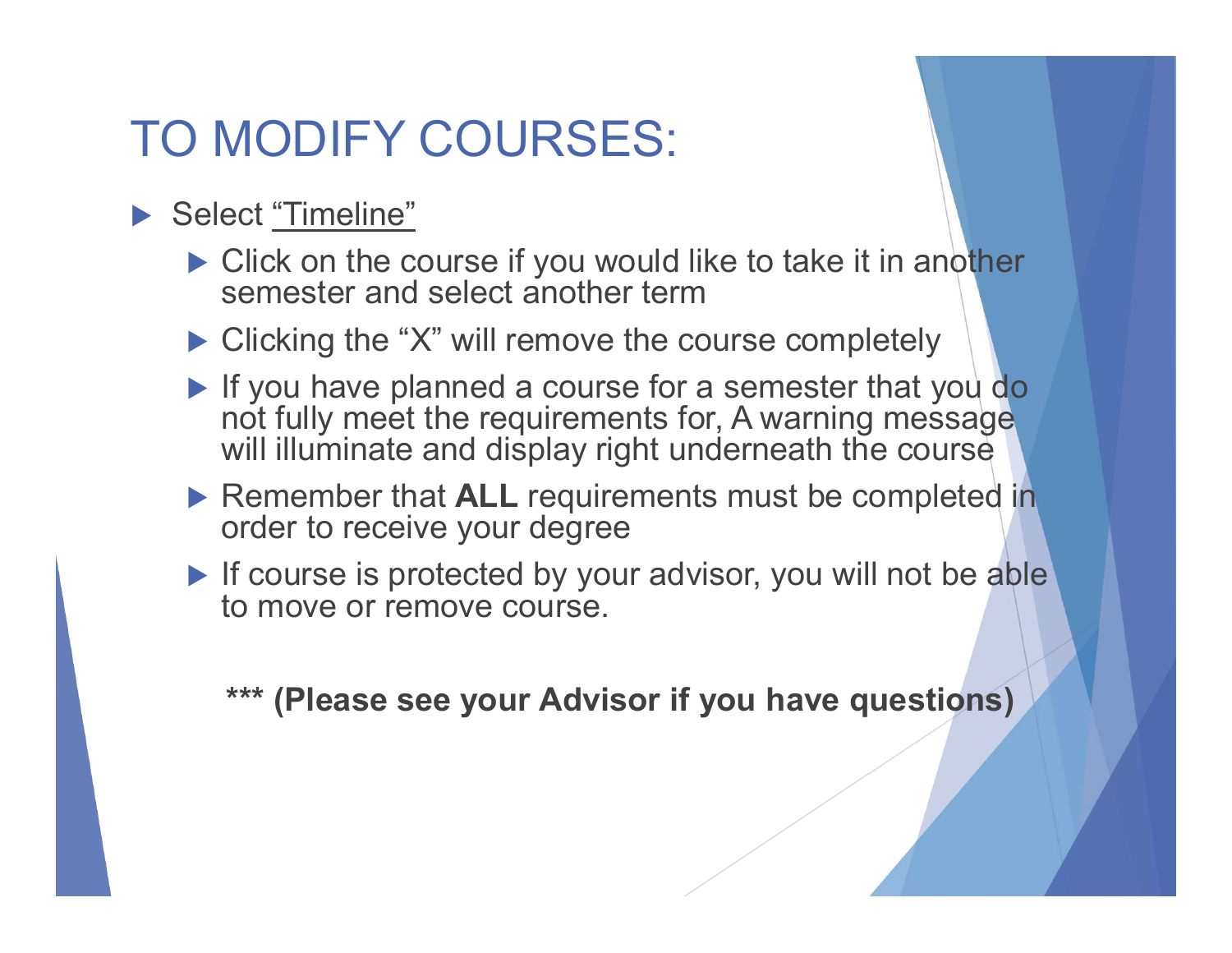# TO MODIFY COURSES:

- Select <u>“Timeline”</u>
  - Click on the course if you would like to take it in another semester and select another term
  - Clicking the “X” will remove the course completely
  - If you have planned a course for a semester that you do not fully meet the requirements for, A warning message will illuminate and display right underneath the course
  - Remember that **ALL** requirements must be completed in order to receive your degree
  - If course is protected by your advisor, you will not be able to move or remove course.

**\*\*\* (Please see your Advisor if you have questions)**